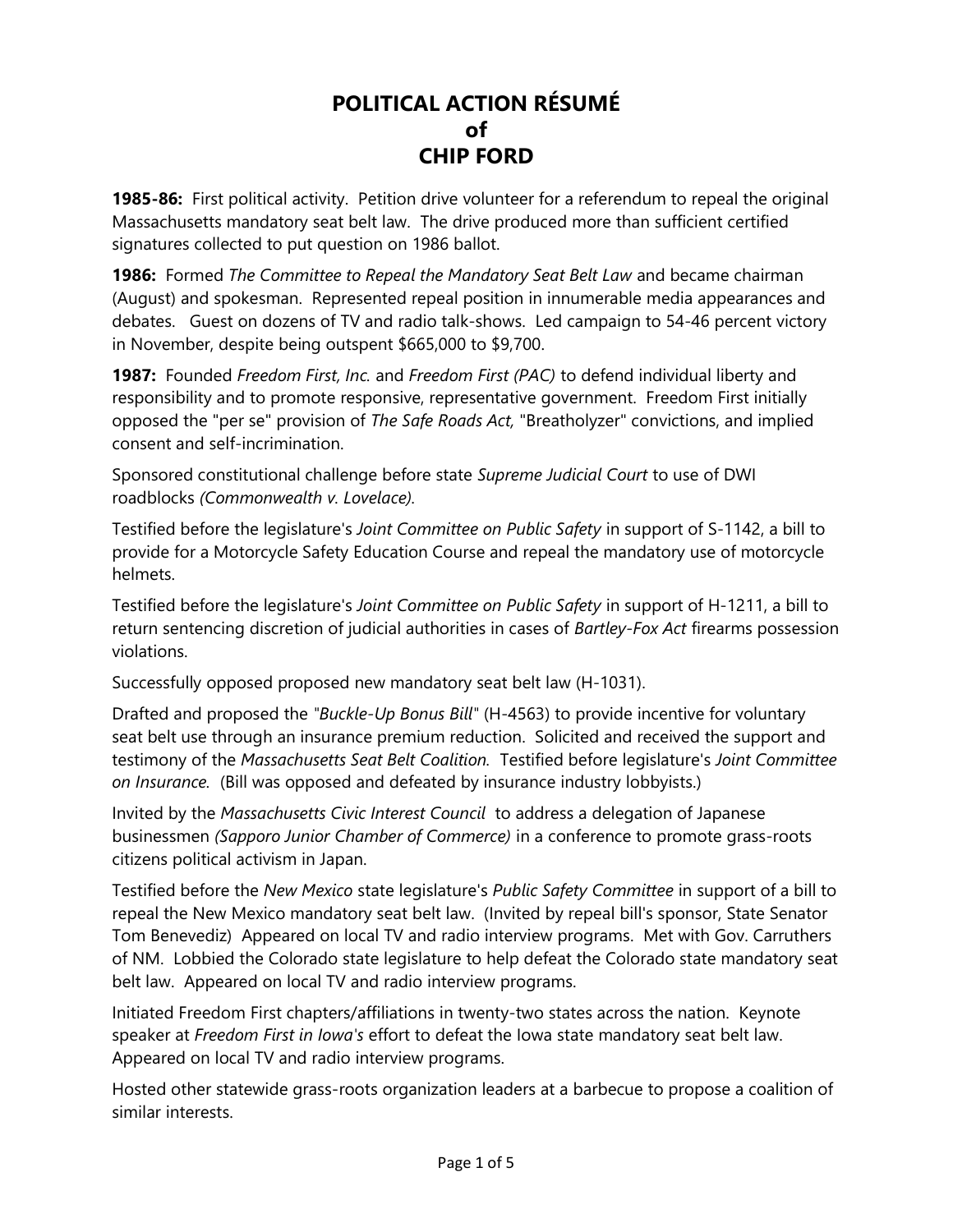# POLITICAL ACTION RÉSUMÉ
# of
# CHIP FORD

**1985-86:** First political activity. Petition drive volunteer for a referendum to repeal the original Massachusetts mandatory seat belt law. The drive produced more than sufficient certified signatures collected to put question on 1986 ballot.

**1986:** Formed *The Committee to Repeal the Mandatory Seat Belt Law* and became chairman (August) and spokesman. Represented repeal position in innumerable media appearances and debates. Guest on dozens of TV and radio talk-shows. Led campaign to 54-46 percent victory in November, despite being outspent $665,000 to $9,700.

**1987:** Founded *Freedom First, Inc.* and *Freedom First (PAC)* to defend individual liberty and responsibility and to promote responsive, representative government. Freedom First initially opposed the "per se" provision of *The Safe Roads Act,* "Breatholyzer" convictions, and implied consent and self-incrimination.

Sponsored constitutional challenge before state *Supreme Judicial Court* to use of DWI roadblocks *(Commonwealth v. Lovelace).*

Testified before the legislature's *Joint Committee on Public Safety* in support of S-1142, a bill to provide for a Motorcycle Safety Education Course and repeal the mandatory use of motorcycle helmets.

Testified before the legislature's *Joint Committee on Public Safety* in support of H-1211, a bill to return sentencing discretion of judicial authorities in cases of *Bartley-Fox Act* firearms possession violations.

Successfully opposed proposed new mandatory seat belt law (H-1031).

Drafted and proposed the *"Buckle-Up Bonus Bill"* (H-4563) to provide incentive for voluntary seat belt use through an insurance premium reduction. Solicited and received the support and testimony of the *Massachusetts Seat Belt Coalition.* Testified before legislature's *Joint Committee on Insurance.* (Bill was opposed and defeated by insurance industry lobbyists.)

Invited by the *Massachusetts Civic Interest Council* to address a delegation of Japanese businessmen *(Sapporo Junior Chamber of Commerce)* in a conference to promote grass-roots citizens political activism in Japan.

Testified before the *New Mexico* state legislature's *Public Safety Committee* in support of a bill to repeal the New Mexico mandatory seat belt law. (Invited by repeal bill's sponsor, State Senator Tom Benevediz) Appeared on local TV and radio interview programs. Met with Gov. Carruthers of NM. Lobbied the Colorado state legislature to help defeat the Colorado state mandatory seat belt law. Appeared on local TV and radio interview programs.

Initiated Freedom First chapters/affiliations in twenty-two states across the nation. Keynote speaker at *Freedom First in Iowa's* effort to defeat the Iowa state mandatory seat belt law. Appeared on local TV and radio interview programs.

Hosted other statewide grass-roots organization leaders at a barbecue to propose a coalition of similar interests.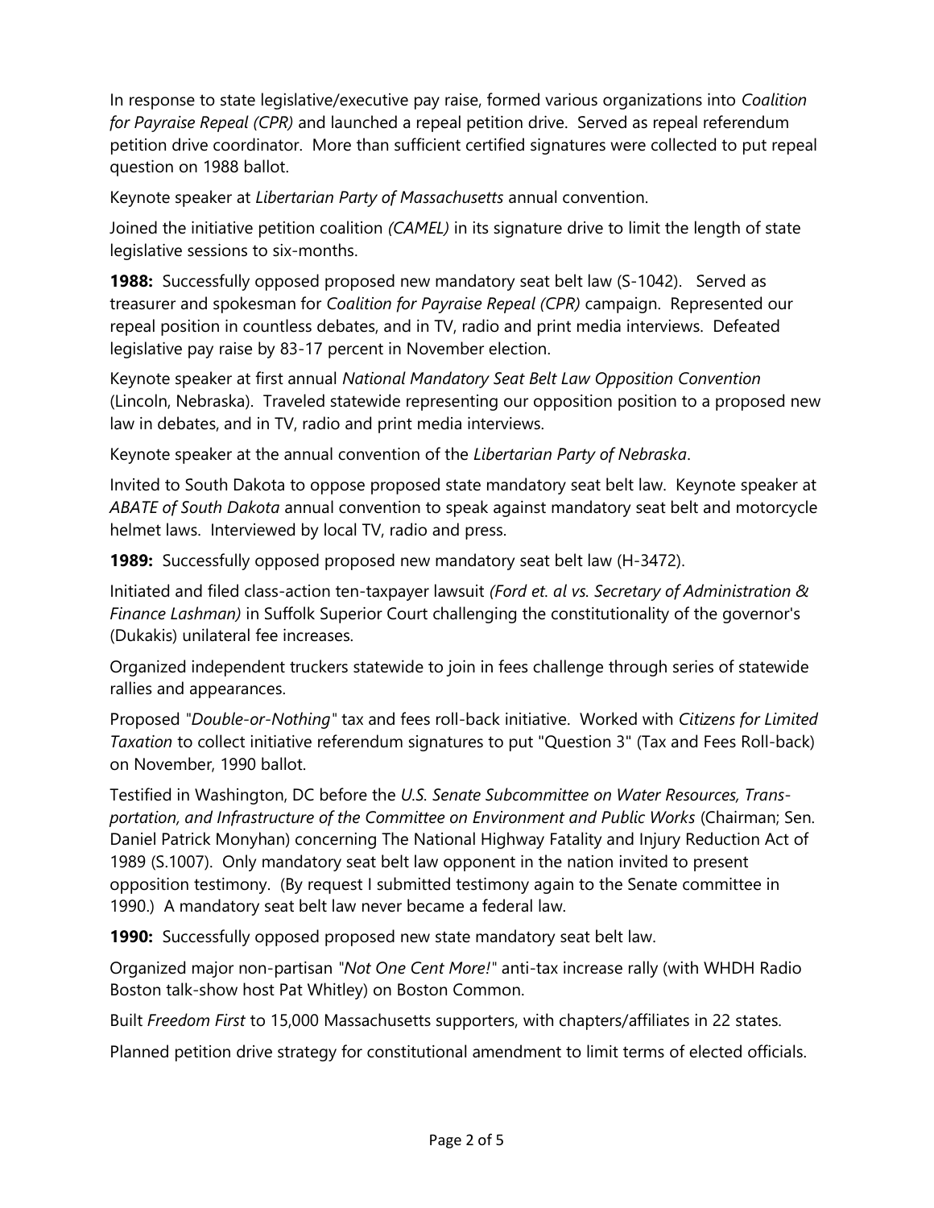In response to state legislative/executive pay raise, formed various organizations into *Coalition for Payraise Repeal (CPR)* and launched a repeal petition drive. Served as repeal referendum petition drive coordinator. More than sufficient certified signatures were collected to put repeal question on 1988 ballot.

Keynote speaker at *Libertarian Party of Massachusetts* annual convention.

Joined the initiative petition coalition *(CAMEL)* in its signature drive to limit the length of state legislative sessions to six-months.

**1988:** Successfully opposed proposed new mandatory seat belt law (S-1042). Served as treasurer and spokesman for *Coalition for Payraise Repeal (CPR)* campaign. Represented our repeal position in countless debates, and in TV, radio and print media interviews. Defeated legislative pay raise by 83-17 percent in November election.

Keynote speaker at first annual *National Mandatory Seat Belt Law Opposition Convention* (Lincoln, Nebraska). Traveled statewide representing our opposition position to a proposed new law in debates, and in TV, radio and print media interviews.

Keynote speaker at the annual convention of the *Libertarian Party of Nebraska*.

Invited to South Dakota to oppose proposed state mandatory seat belt law. Keynote speaker at *ABATE of South Dakota* annual convention to speak against mandatory seat belt and motorcycle helmet laws. Interviewed by local TV, radio and press.

**1989:** Successfully opposed proposed new mandatory seat belt law (H-3472).

Initiated and filed class-action ten-taxpayer lawsuit *(Ford et. al vs. Secretary of Administration & Finance Lashman)* in Suffolk Superior Court challenging the constitutionality of the governor's (Dukakis) unilateral fee increases.

Organized independent truckers statewide to join in fees challenge through series of statewide rallies and appearances.

Proposed "*Double-or-Nothing*" tax and fees roll-back initiative. Worked with *Citizens for Limited Taxation* to collect initiative referendum signatures to put "Question 3" (Tax and Fees Roll-back) on November, 1990 ballot.

Testified in Washington, DC before the *U.S. Senate Subcommittee on Water Resources, Transportation, and Infrastructure of the Committee on Environment and Public Works* (Chairman; Sen. Daniel Patrick Monyhan) concerning The National Highway Fatality and Injury Reduction Act of 1989 (S.1007). Only mandatory seat belt law opponent in the nation invited to present opposition testimony. (By request I submitted testimony again to the Senate committee in 1990.) A mandatory seat belt law never became a federal law.

**1990:** Successfully opposed proposed new state mandatory seat belt law.

Organized major non-partisan "*Not One Cent More!*" anti-tax increase rally (with WHDH Radio Boston talk-show host Pat Whitley) on Boston Common.

Built *Freedom First* to 15,000 Massachusetts supporters, with chapters/affiliates in 22 states.

Planned petition drive strategy for constitutional amendment to limit terms of elected officials.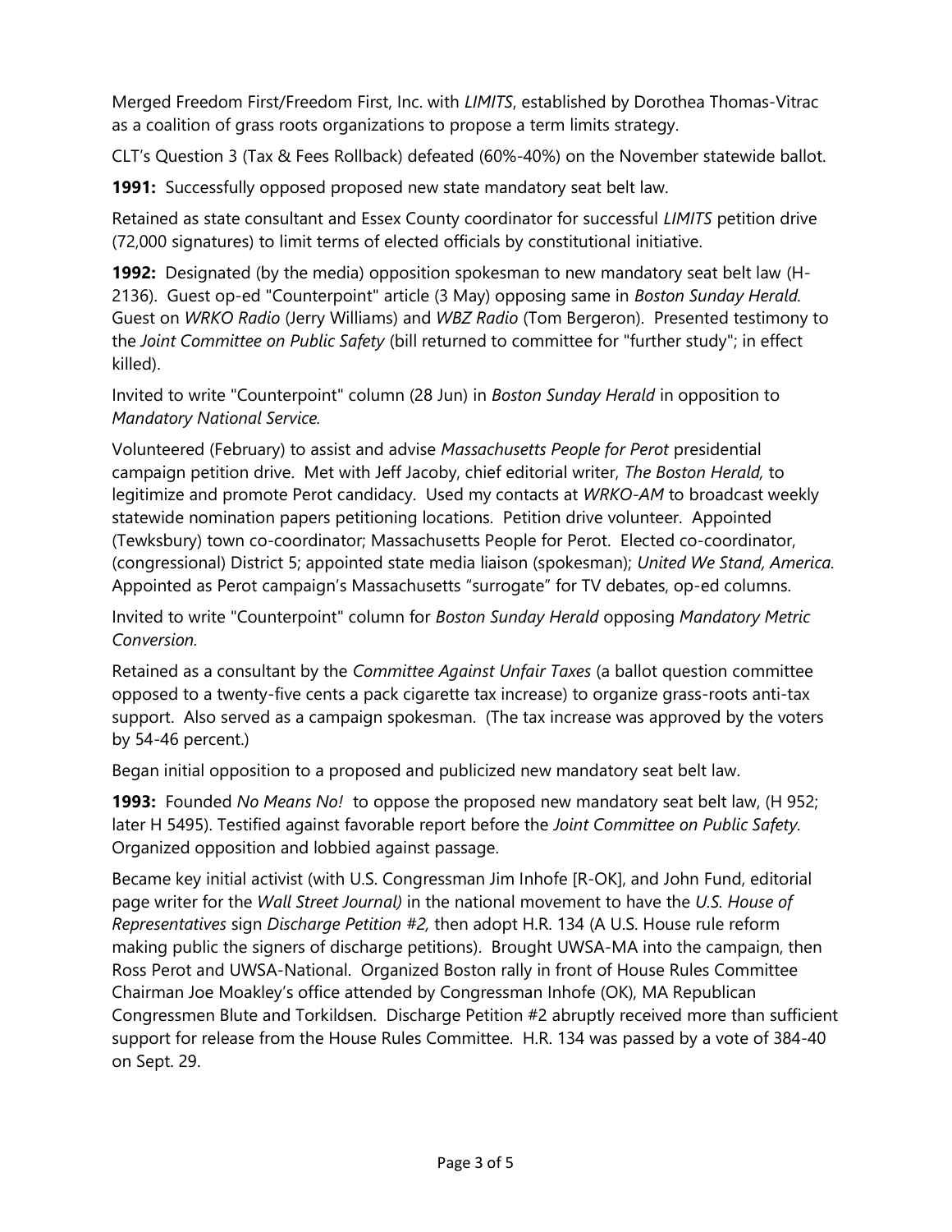Merged Freedom First/Freedom First, Inc. with *LIMITS*, established by Dorothea Thomas-Vitrac as a coalition of grass roots organizations to propose a term limits strategy.

CLT's Question 3 (Tax & Fees Rollback) defeated (60%-40%) on the November statewide ballot.

**1991:** Successfully opposed proposed new state mandatory seat belt law.

Retained as state consultant and Essex County coordinator for successful *LIMITS* petition drive (72,000 signatures) to limit terms of elected officials by constitutional initiative.

**1992:** Designated (by the media) opposition spokesman to new mandatory seat belt law (H-2136). Guest op-ed "Counterpoint" article (3 May) opposing same in *Boston Sunday Herald*. Guest on *WRKO Radio* (Jerry Williams) and *WBZ Radio* (Tom Bergeron). Presented testimony to the *Joint Committee on Public Safety* (bill returned to committee for "further study"; in effect killed).

Invited to write "Counterpoint" column (28 Jun) in *Boston Sunday Herald* in opposition to *Mandatory National Service.*

Volunteered (February) to assist and advise *Massachusetts People for Perot* presidential campaign petition drive. Met with Jeff Jacoby, chief editorial writer, *The Boston Herald,* to legitimize and promote Perot candidacy. Used my contacts at *WRKO-AM* to broadcast weekly statewide nomination papers petitioning locations. Petition drive volunteer. Appointed (Tewksbury) town co-coordinator; Massachusetts People for Perot. Elected co-coordinator, (congressional) District 5; appointed state media liaison (spokesman); *United We Stand, America.* Appointed as Perot campaign's Massachusetts "surrogate" for TV debates, op-ed columns.

Invited to write "Counterpoint" column for *Boston Sunday Herald* opposing *Mandatory Metric Conversion.*

Retained as a consultant by the *Committee Against Unfair Taxes* (a ballot question committee opposed to a twenty-five cents a pack cigarette tax increase) to organize grass-roots anti-tax support. Also served as a campaign spokesman. (The tax increase was approved by the voters by 54-46 percent.)

Began initial opposition to a proposed and publicized new mandatory seat belt law.

**1993:** Founded *No Means No!* to oppose the proposed new mandatory seat belt law, (H 952; later H 5495). Testified against favorable report before the *Joint Committee on Public Safety*. Organized opposition and lobbied against passage.

Became key initial activist (with U.S. Congressman Jim Inhofe [R-OK], and John Fund, editorial page writer for the *Wall Street Journal)* in the national movement to have the *U.S. House of Representatives* sign *Discharge Petition #2,* then adopt H.R. 134 (A U.S. House rule reform making public the signers of discharge petitions). Brought UWSA-MA into the campaign, then Ross Perot and UWSA-National. Organized Boston rally in front of House Rules Committee Chairman Joe Moakley's office attended by Congressman Inhofe (OK), MA Republican Congressmen Blute and Torkildsen. Discharge Petition #2 abruptly received more than sufficient support for release from the House Rules Committee. H.R. 134 was passed by a vote of 384-40 on Sept. 29.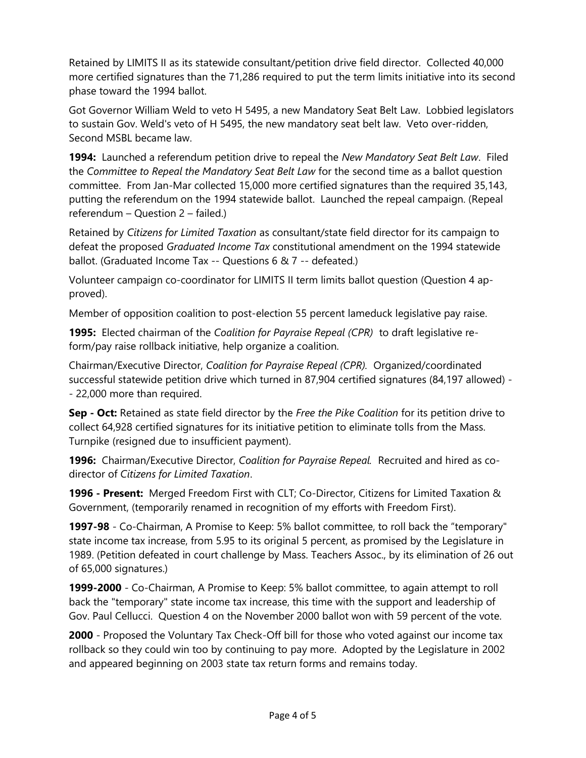Retained by LIMITS II as its statewide consultant/petition drive field director. Collected 40,000 more certified signatures than the 71,286 required to put the term limits initiative into its second phase toward the 1994 ballot.

Got Governor William Weld to veto H 5495, a new Mandatory Seat Belt Law. Lobbied legislators to sustain Gov. Weld's veto of H 5495, the new mandatory seat belt law. Veto over-ridden, Second MSBL became law.

**1994:** Launched a referendum petition drive to repeal the *New Mandatory Seat Belt Law*. Filed the *Committee to Repeal the Mandatory Seat Belt Law* for the second time as a ballot question committee. From Jan-Mar collected 15,000 more certified signatures than the required 35,143, putting the referendum on the 1994 statewide ballot. Launched the repeal campaign. (Repeal referendum – Question 2 – failed.)

Retained by *Citizens for Limited Taxation* as consultant/state field director for its campaign to defeat the proposed *Graduated Income Tax* constitutional amendment on the 1994 statewide ballot. (Graduated Income Tax -- Questions 6 & 7 -- defeated.)

Volunteer campaign co-coordinator for LIMITS II term limits ballot question (Question 4 approved).

Member of opposition coalition to post-election 55 percent lameduck legislative pay raise.

**1995:** Elected chairman of the *Coalition for Payraise Repeal (CPR)* to draft legislative reform/pay raise rollback initiative, help organize a coalition.

Chairman/Executive Director, *Coalition for Payraise Repeal (CPR).* Organized/coordinated successful statewide petition drive which turned in 87,904 certified signatures (84,197 allowed) -- 22,000 more than required.

**Sep - Oct:** Retained as state field director by the *Free the Pike Coalition* for its petition drive to collect 64,928 certified signatures for its initiative petition to eliminate tolls from the Mass. Turnpike (resigned due to insufficient payment).

**1996:** Chairman/Executive Director, *Coalition for Payraise Repeal*. Recruited and hired as co-director of *Citizens for Limited Taxation*.

**1996 - Present:** Merged Freedom First with CLT; Co-Director, Citizens for Limited Taxation & Government, (temporarily renamed in recognition of my efforts with Freedom First).

**1997-98** - Co-Chairman, A Promise to Keep: 5% ballot committee, to roll back the "temporary" state income tax increase, from 5.95 to its original 5 percent, as promised by the Legislature in 1989. (Petition defeated in court challenge by Mass. Teachers Assoc., by its elimination of 26 out of 65,000 signatures.)

**1999-2000** - Co-Chairman, A Promise to Keep: 5% ballot committee, to again attempt to roll back the "temporary" state income tax increase, this time with the support and leadership of Gov. Paul Cellucci. Question 4 on the November 2000 ballot won with 59 percent of the vote.

**2000** - Proposed the Voluntary Tax Check-Off bill for those who voted against our income tax rollback so they could win too by continuing to pay more. Adopted by the Legislature in 2002 and appeared beginning on 2003 state tax return forms and remains today.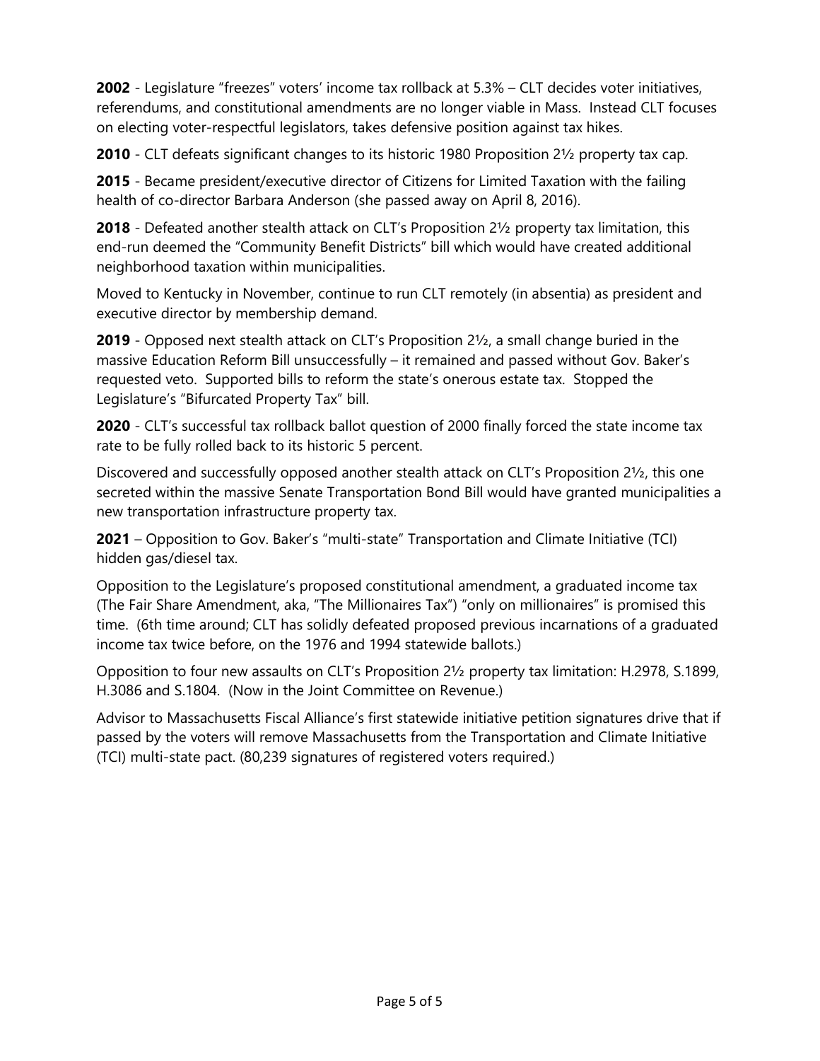**2002** - Legislature "freezes" voters' income tax rollback at 5.3% – CLT decides voter initiatives, referendums, and constitutional amendments are no longer viable in Mass. Instead CLT focuses on electing voter-respectful legislators, takes defensive position against tax hikes.

**2010** - CLT defeats significant changes to its historic 1980 Proposition 2½ property tax cap.

**2015** - Became president/executive director of Citizens for Limited Taxation with the failing health of co-director Barbara Anderson (she passed away on April 8, 2016).

**2018** - Defeated another stealth attack on CLT's Proposition 2½ property tax limitation, this end-run deemed the "Community Benefit Districts" bill which would have created additional neighborhood taxation within municipalities.

Moved to Kentucky in November, continue to run CLT remotely (in absentia) as president and executive director by membership demand.

**2019** - Opposed next stealth attack on CLT's Proposition 2½, a small change buried in the massive Education Reform Bill unsuccessfully – it remained and passed without Gov. Baker's requested veto. Supported bills to reform the state's onerous estate tax. Stopped the Legislature's "Bifurcated Property Tax" bill.

**2020** - CLT's successful tax rollback ballot question of 2000 finally forced the state income tax rate to be fully rolled back to its historic 5 percent.

Discovered and successfully opposed another stealth attack on CLT's Proposition 2½, this one secreted within the massive Senate Transportation Bond Bill would have granted municipalities a new transportation infrastructure property tax.

**2021** – Opposition to Gov. Baker's "multi-state" Transportation and Climate Initiative (TCI) hidden gas/diesel tax.

Opposition to the Legislature's proposed constitutional amendment, a graduated income tax (The Fair Share Amendment, aka, "The Millionaires Tax") "only on millionaires" is promised this time. (6th time around; CLT has solidly defeated proposed previous incarnations of a graduated income tax twice before, on the 1976 and 1994 statewide ballots.)

Opposition to four new assaults on CLT's Proposition 2½ property tax limitation: H.2978, S.1899, H.3086 and S.1804. (Now in the Joint Committee on Revenue.)

Advisor to Massachusetts Fiscal Alliance's first statewide initiative petition signatures drive that if passed by the voters will remove Massachusetts from the Transportation and Climate Initiative (TCI) multi-state pact. (80,239 signatures of registered voters required.)